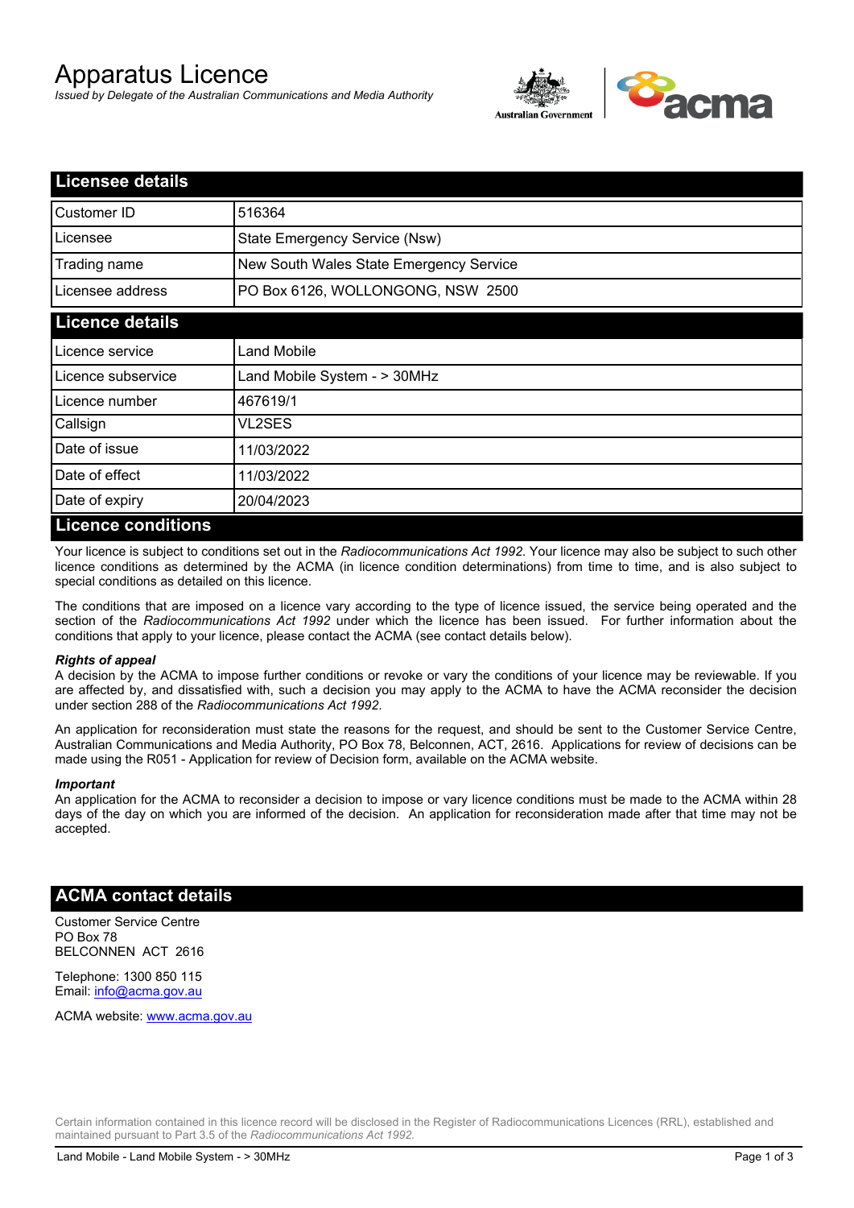# Apparatus Licence

*Issued by Delegate of the Australian Communications and Media Authority*

## Licensee details

| Customer ID | 516364 |
|---|---|
| Licensee | State Emergency Service (Nsw) |
| Trading name | New South Wales State Emergency Service |
| Licensee address | PO Box 6126, WOLLONGONG, NSW 2500 |

## Licence details

| Licence service | Land Mobile |
|---|---|
| Licence subservice | Land Mobile System - > 30MHz |
| Licence number | 467619/1 |
| Callsign | VL2SES |
| Date of issue | 11/03/2022 |
| Date of effect | 11/03/2022 |
| Date of expiry | 20/04/2023 |

## Licence conditions

Your licence is subject to conditions set out in the *Radiocommunications Act 1992*. Your licence may also be subject to such other licence conditions as determined by the ACMA (in licence condition determinations) from time to time, and is also subject to special conditions as detailed on this licence.

The conditions that are imposed on a licence vary according to the type of licence issued, the service being operated and the section of the *Radiocommunications Act 1992* under which the licence has been issued. For further information about the conditions that apply to your licence, please contact the ACMA (see contact details below).

***Rights of appeal***

A decision by the ACMA to impose further conditions or revoke or vary the conditions of your licence may be reviewable. If you are affected by, and dissatisfied with, such a decision you may apply to the ACMA to have the ACMA reconsider the decision under section 288 of the *Radiocommunications Act 1992*.

An application for reconsideration must state the reasons for the request, and should be sent to the Customer Service Centre, Australian Communications and Media Authority, PO Box 78, Belconnen, ACT, 2616. Applications for review of decisions can be made using the R051 - Application for review of Decision form, available on the ACMA website.

***Important***

An application for the ACMA to reconsider a decision to impose or vary licence conditions must be made to the ACMA within 28 days of the day on which you are informed of the decision. An application for reconsideration made after that time may not be accepted.

## ACMA contact details

Customer Service Centre
PO Box 78
BELCONNEN ACT 2616

Telephone: 1300 850 115
Email: info@acma.gov.au

ACMA website: www.acma.gov.au

Certain information contained in this licence record will be disclosed in the Register of Radiocommunications Licences (RRL), established and maintained pursuant to Part 3.5 of the *Radiocommunications Act 1992.*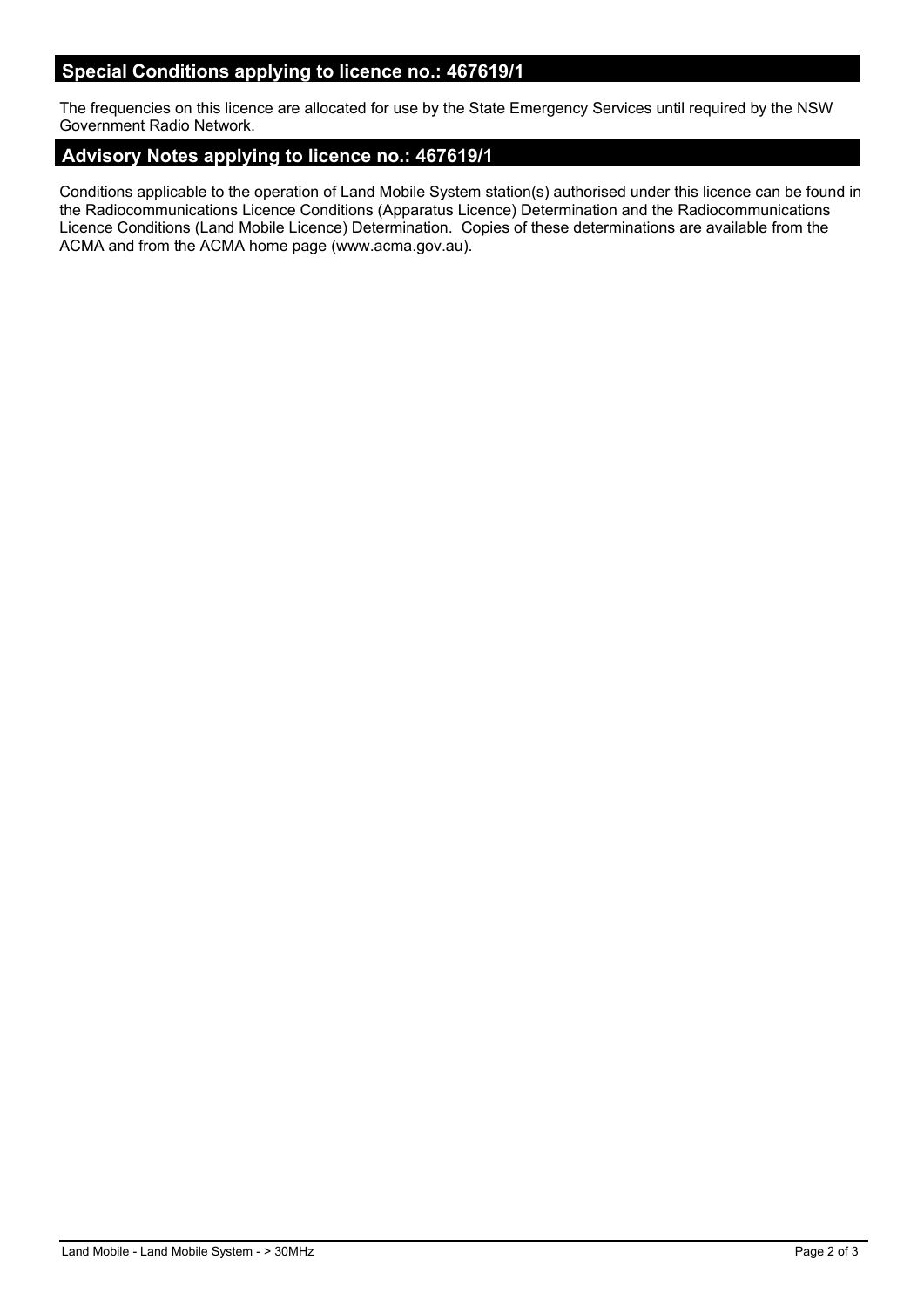## Special Conditions applying to licence no.: 467619/1

The frequencies on this licence are allocated for use by the State Emergency Services until required by the NSW Government Radio Network.

## Advisory Notes applying to licence no.: 467619/1

Conditions applicable to the operation of Land Mobile System station(s) authorised under this licence can be found in the Radiocommunications Licence Conditions (Apparatus Licence) Determination and the Radiocommunications Licence Conditions (Land Mobile Licence) Determination. Copies of these determinations are available from the ACMA and from the ACMA home page (www.acma.gov.au).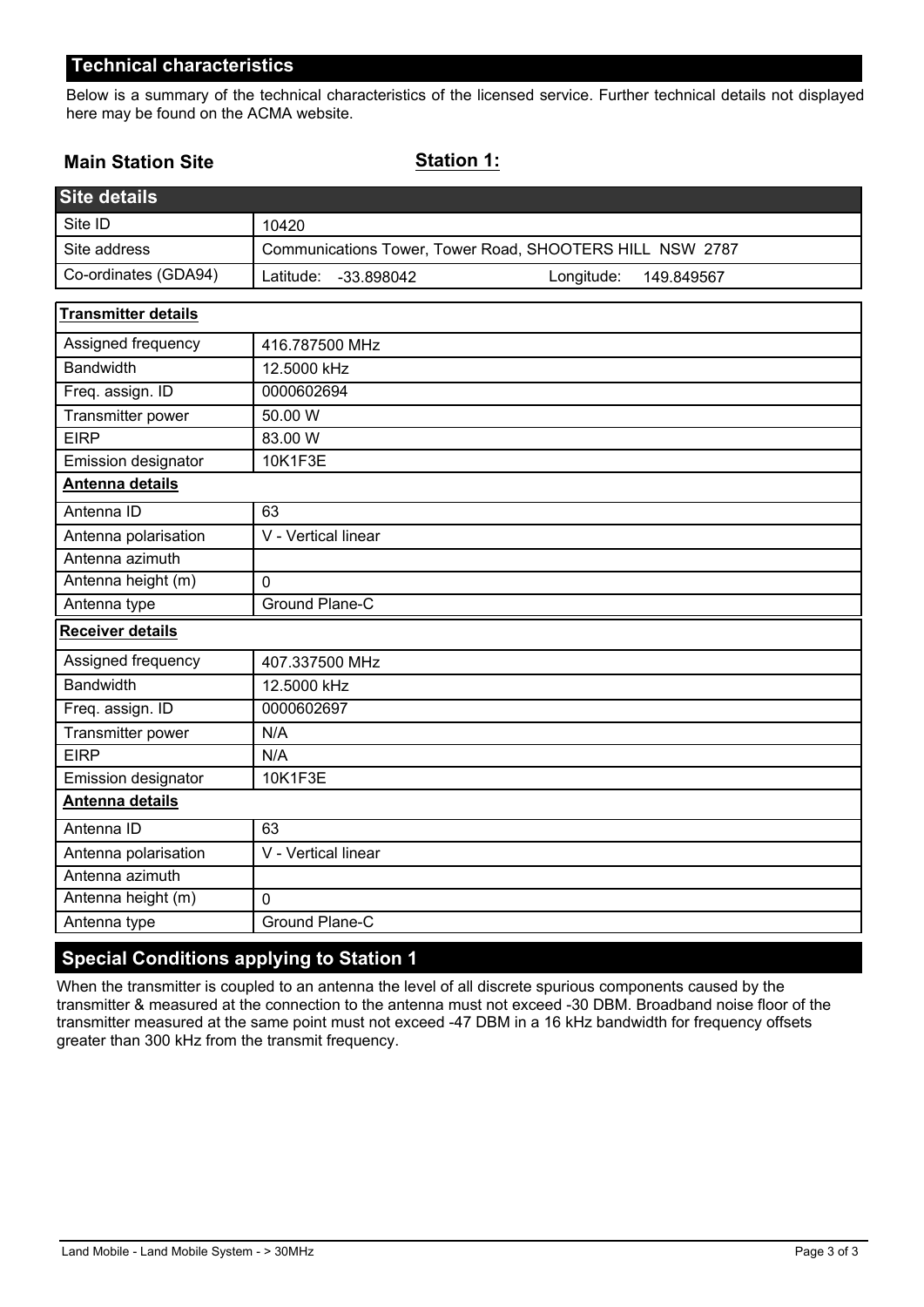## Technical characteristics

Below is a summary of the technical characteristics of the licensed service. Further technical details not displayed here may be found on the ACMA website.

**Main Station Site** **Station 1:**

### Site details

| | |
|---|---|
| Site ID | 10420 |
| Site address | Communications Tower, Tower Road, SHOOTERS HILL NSW 2787 |
| Co-ordinates (GDA94) | Latitude: -33.898042 Longitude: 149.849567 |

### Transmitter details

| | |
|---|---|
| Assigned frequency | 416.787500 MHz |
| Bandwidth | 12.5000 kHz |
| Freq. assign. ID | 0000602694 |
| Transmitter power | 50.00 W |
| EIRP | 83.00 W |
| Emission designator | 10K1F3E |
| **Antenna details** | |
| Antenna ID | 63 |
| Antenna polarisation | V - Vertical linear |
| Antenna azimuth | |
| Antenna height (m) | 0 |
| Antenna type | Ground Plane-C |

### Receiver details

| | |
|---|---|
| Assigned frequency | 407.337500 MHz |
| Bandwidth | 12.5000 kHz |
| Freq. assign. ID | 0000602697 |
| Transmitter power | N/A |
| EIRP | N/A |
| Emission designator | 10K1F3E |
| **Antenna details** | |
| Antenna ID | 63 |
| Antenna polarisation | V - Vertical linear |
| Antenna azimuth | |
| Antenna height (m) | 0 |
| Antenna type | Ground Plane-C |

## Special Conditions applying to Station 1

When the transmitter is coupled to an antenna the level of all discrete spurious components caused by the transmitter & measured at the connection to the antenna must not exceed -30 DBM. Broadband noise floor of the transmitter measured at the same point must not exceed -47 DBM in a 16 kHz bandwidth for frequency offsets greater than 300 kHz from the transmit frequency.